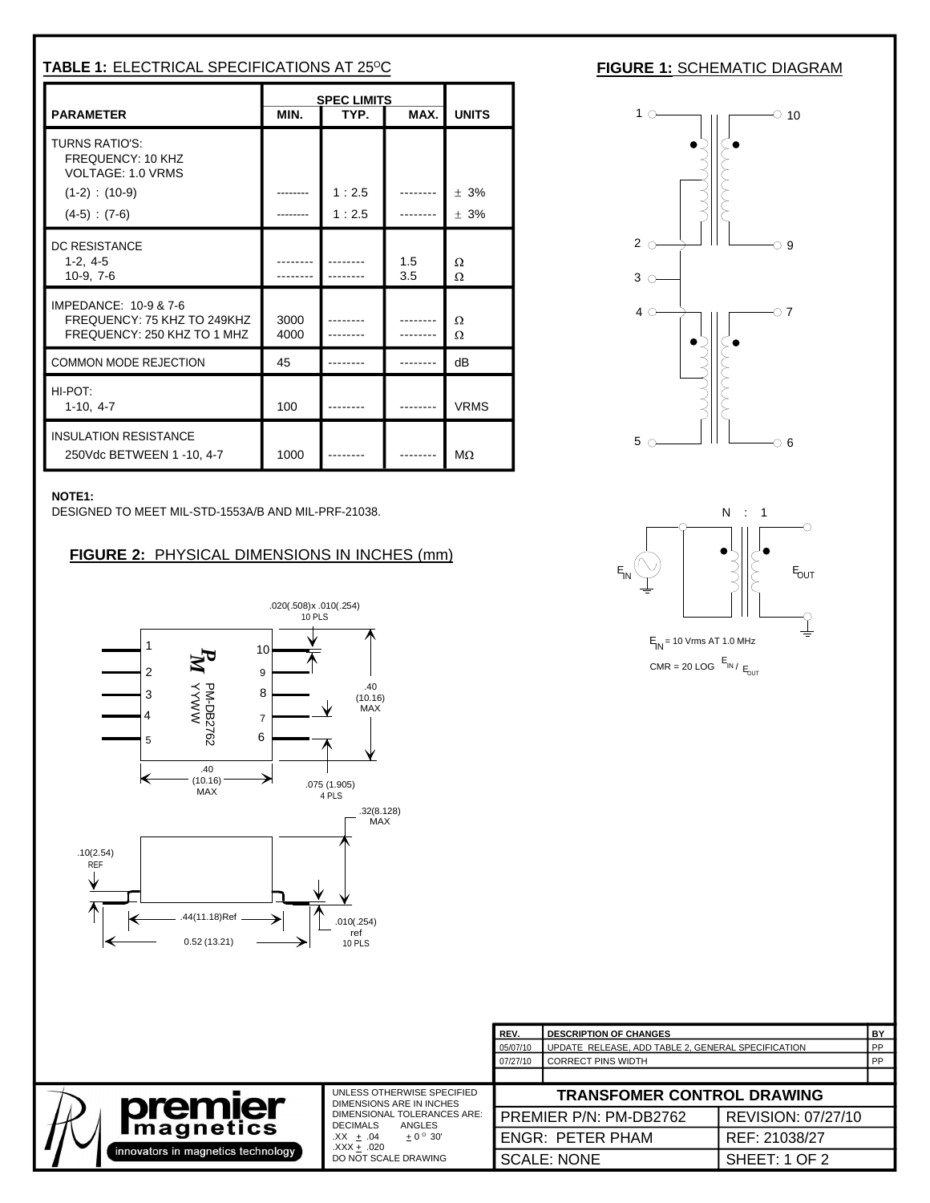## TABLE 1: ELECTRICAL SPECIFICATIONS AT 25°C

| PARAMETER | SPEC LIMITS MIN. | TYP. | MAX. | UNITS |
|---|---|---|---|---|
| TURNS RATIO'S: FREQUENCY: 10 KHZ VOLTAGE: 1.0 VRMS | | | | |
| (1-2) : (10-9) | -------- | 1 : 2.5 | -------- | ± 3% |
| (4-5) : (7-6) | -------- | 1 : 2.5 | -------- | ± 3% |
| DC RESISTANCE | | | | |
| 1-2, 4-5 | -------- | -------- | 1.5 | Ω |
| 10-9, 7-6 | -------- | -------- | 3.5 | Ω |
| IMPEDANCE: 10-9 & 7-6 | | | | |
| FREQUENCY: 75 KHZ TO 249KHZ | 3000 | -------- | -------- | Ω |
| FREQUENCY: 250 KHZ TO 1 MHZ | 4000 | -------- | -------- | Ω |
| COMMON MODE REJECTION | 45 | -------- | -------- | dB |
| HI-POT: 1-10, 4-7 | 100 | -------- | -------- | VRMS |
| INSULATION RESISTANCE 250Vdc BETWEEN 1 -10, 4-7 | 1000 | -------- | -------- | MΩ |

**NOTE1:**
DESIGNED TO MEET MIL-STD-1553A/B AND MIL-PRF-21038.

## FIGURE 1: SCHEMATIC DIAGRAM

N : 1

$E_{IN}$ = 10 Vrms AT 1.0 MHz

CMR = 20 LOG $E_{IN}$ / $E_{OUT}$

## FIGURE 2: PHYSICAL DIMENSIONS IN INCHES (mm)

PM-DB2762 YYWW

.020(.508)x .010(.254) 10 PLS

.40 (10.16) MAX

.40 (10.16) MAX

.075 (1.905) 4 PLS

.32(8.128) MAX

.10(2.54) REF

.44(11.18)Ref

0.52 (13.21)

.010(.254) ref 10 PLS

| REV. | DESCRIPTION OF CHANGES | BY |
|---|---|---|
| 05/07/10 | UPDATE RELEASE, ADD TABLE 2, GENERAL SPECIFICATION | PP |
| 07/27/10 | CORRECT PINS WIDTH | PP |

premier magnetics — innovators in magnetics technology

UNLESS OTHERWISE SPECIFIED DIMENSIONS ARE IN INCHES
DIMENSIONAL TOLERANCES ARE:
DECIMALS: .XX ± .04, .XXX ± .020
ANGLES: ± 0° 30'
DO NOT SCALE DRAWING

**TRANSFOMER CONTROL DRAWING**

| | |
|---|---|
| PREMIER P/N: PM-DB2762 | REVISION: 07/27/10 |
| ENGR: PETER PHAM | REF: 21038/27 |
| SCALE: NONE | SHEET: 1 OF 2 |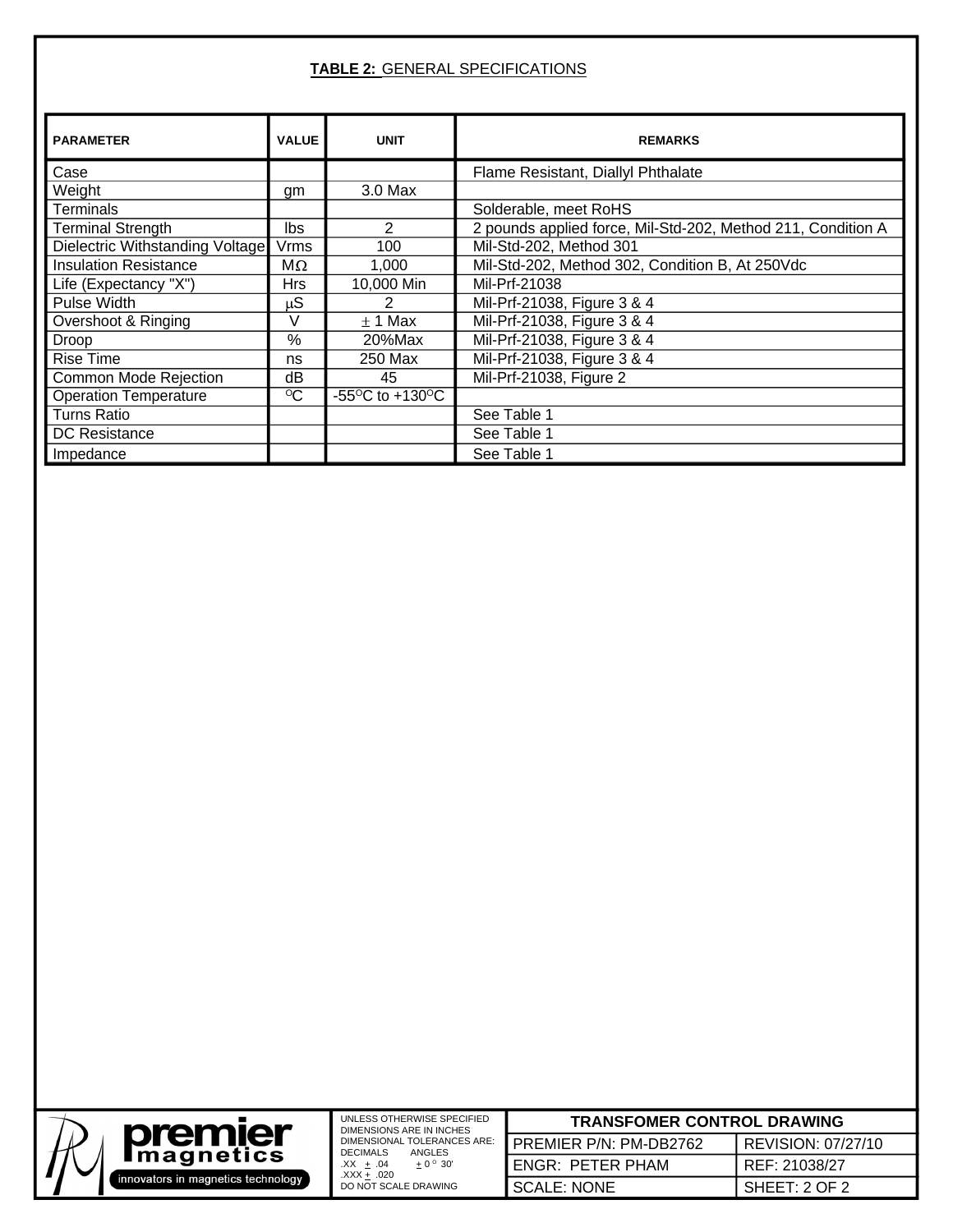**TABLE 2:** GENERAL SPECIFICATIONS

| PARAMETER | VALUE | UNIT | REMARKS |
|---|---|---|---|
| Case | | | Flame Resistant, Diallyl Phthalate |
| Weight | gm | 3.0 Max | |
| Terminals | | | Solderable, meet RoHS |
| Terminal Strength | lbs | 2 | 2 pounds applied force, Mil-Std-202, Method 211, Condition A |
| Dielectric Withstanding Voltage | Vrms | 100 | Mil-Std-202, Method 301 |
| Insulation Resistance | MΩ | 1,000 | Mil-Std-202, Method 302, Condition B, At 250Vdc |
| Life (Expectancy "X") | Hrs | 10,000 Min | Mil-Prf-21038 |
| Pulse Width | μS | 2 | Mil-Prf-21038, Figure 3 & 4 |
| Overshoot & Ringing | V | ± 1 Max | Mil-Prf-21038, Figure 3 & 4 |
| Droop | % | 20%Max | Mil-Prf-21038, Figure 3 & 4 |
| Rise Time | ns | 250 Max | Mil-Prf-21038, Figure 3 & 4 |
| Common Mode Rejection | dB | 45 | Mil-Prf-21038, Figure 2 |
| Operation Temperature | °C | -55°C to +130°C | |
| Turns Ratio | | | See Table 1 |
| DC Resistance | | | See Table 1 |
| Impedance | | | See Table 1 |

premier magnetics
innovators in magnetics technology

UNLESS OTHERWISE SPECIFIED
DIMENSIONS ARE IN INCHES
DIMENSIONAL TOLERANCES ARE:
DECIMALS ANGLES
.XX ± .04 ± 0° 30'
.XXX ± .020
DO NOT SCALE DRAWING

| TRANSFOMER CONTROL DRAWING | |
|---|---|
| PREMIER P/N: PM-DB2762 | REVISION: 07/27/10 |
| ENGR: PETER PHAM | REF: 21038/27 |
| SCALE: NONE | SHEET: 2 OF 2 |